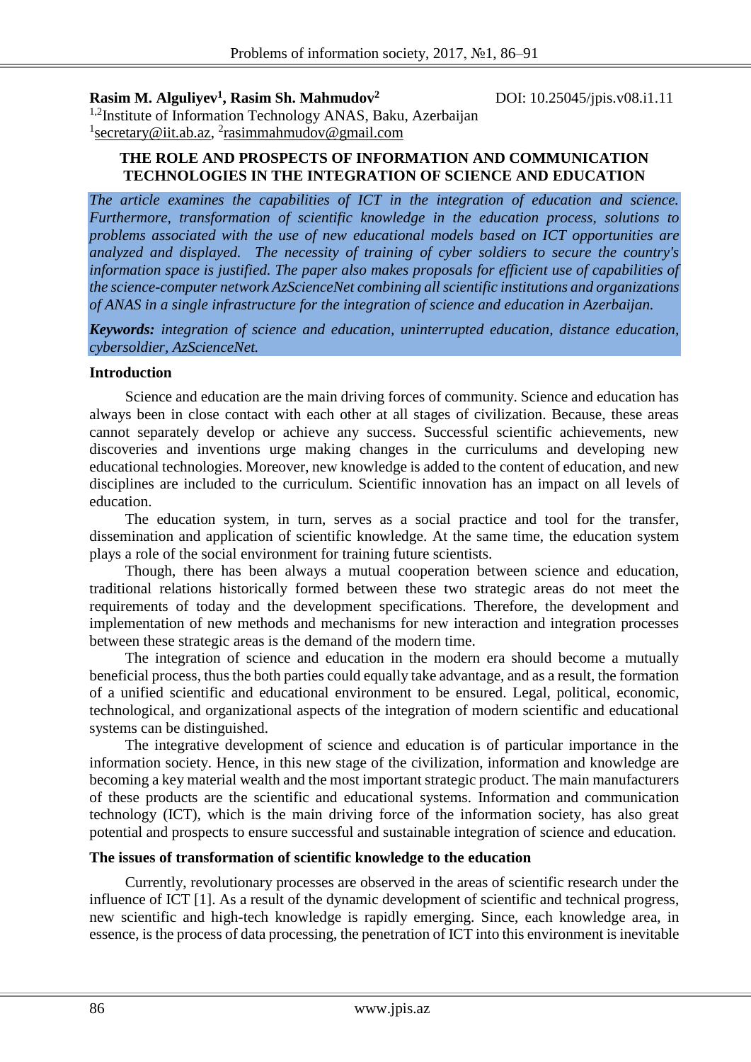**Rasim M. Alguliyev[1], Rasim Sh. Mahmudov[2]** DOI: 10.25045/jpis.v08.i1.11

[1,2]Institute of Information Technology ANAS, Baku, Azerbaijan

[1]secretary@iit.ab.az, [2]rasimmahmudov@gmail.com

# THE ROLE AND PROSPECTS OF INFORMATION AND COMMUNICATION TECHNOLOGIES IN THE INTEGRATION OF SCIENCE AND EDUCATION

*The article examines the capabilities of ICT in the integration of education and science. Furthermore, transformation of scientific knowledge in the education process, solutions to problems associated with the use of new educational models based on ICT opportunities are analyzed and displayed. The necessity of training of cyber soldiers to secure the country's information space is justified. The paper also makes proposals for efficient use of capabilities of the science-computer network AzScienceNet combining all scientific institutions and organizations of ANAS in a single infrastructure for the integration of science and education in Azerbaijan.*

***Keywords:*** *integration of science and education, uninterrupted education, distance education, cybersoldier, AzScienceNet.*

## Introduction

Science and education are the main driving forces of community. Science and education has always been in close contact with each other at all stages of civilization. Because, these areas cannot separately develop or achieve any success. Successful scientific achievements, new discoveries and inventions urge making changes in the curriculums and developing new educational technologies. Moreover, new knowledge is added to the content of education, and new disciplines are included to the curriculum. Scientific innovation has an impact on all levels of education.

The education system, in turn, serves as a social practice and tool for the transfer, dissemination and application of scientific knowledge. At the same time, the education system plays a role of the social environment for training future scientists.

Though, there has been always a mutual cooperation between science and education, traditional relations historically formed between these two strategic areas do not meet the requirements of today and the development specifications. Therefore, the development and implementation of new methods and mechanisms for new interaction and integration processes between these strategic areas is the demand of the modern time.

The integration of science and education in the modern era should become a mutually beneficial process, thus the both parties could equally take advantage, and as a result, the formation of a unified scientific and educational environment to be ensured. Legal, political, economic, technological, and organizational aspects of the integration of modern scientific and educational systems can be distinguished.

The integrative development of science and education is of particular importance in the information society. Hence, in this new stage of the civilization, information and knowledge are becoming a key material wealth and the most important strategic product. The main manufacturers of these products are the scientific and educational systems. Information and communication technology (ICT), which is the main driving force of the information society, has also great potential and prospects to ensure successful and sustainable integration of science and education.

## The issues of transformation of scientific knowledge to the education

Currently, revolutionary processes are observed in the areas of scientific research under the influence of ICT [1]. As a result of the dynamic development of scientific and technical progress, new scientific and high-tech knowledge is rapidly emerging. Since, each knowledge area, in essence, is the process of data processing, the penetration of ICT into this environment is inevitable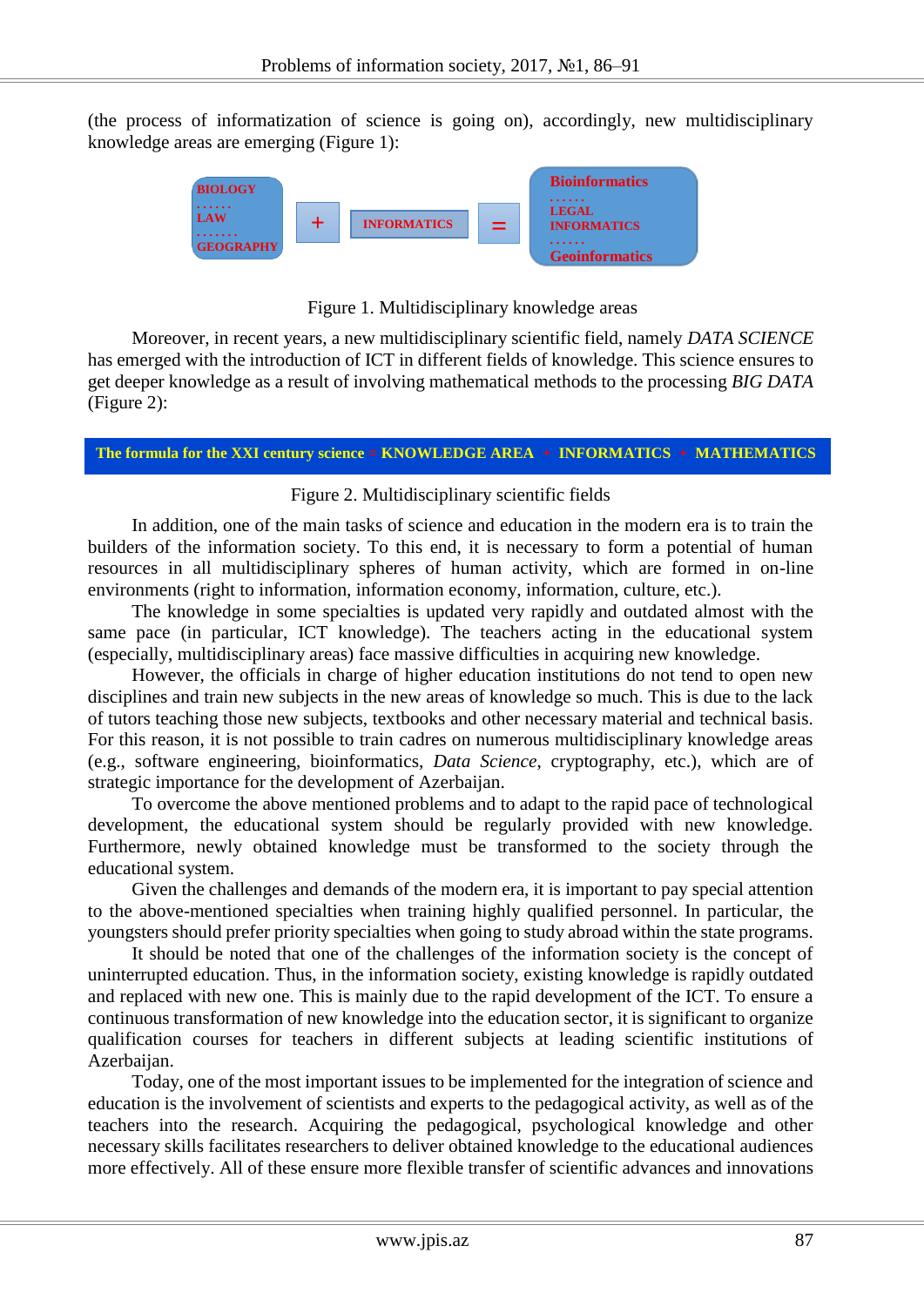(the process of informatization of science is going on), accordingly, new multidisciplinary knowledge areas are emerging (Figure 1):

| BIOLOGY<br>……<br>LAW<br>……<br>GEOGRAPHY | + | INFORMATICS | = | Bioinformatics<br>……<br>LEGAL INFORMATICS<br>……<br>Geoinformatics |
|---|---|---|---|---|

Figure 1. Multidisciplinary knowledge areas

Moreover, in recent years, a new multidisciplinary scientific field, namely *DATA SCIENCE* has emerged with the introduction of ICT in different fields of knowledge. This science ensures to get deeper knowledge as a result of involving mathematical methods to the processing *BIG DATA* (Figure 2):

**The formula for the XXI century science = KNOWLEDGE AREA + INFORMATICS + MATHEMATICS**

Figure 2. Multidisciplinary scientific fields

In addition, one of the main tasks of science and education in the modern era is to train the builders of the information society. To this end, it is necessary to form a potential of human resources in all multidisciplinary spheres of human activity, which are formed in on-line environments (right to information, information economy, information, culture, etc.).

The knowledge in some specialties is updated very rapidly and outdated almost with the same pace (in particular, ICT knowledge). The teachers acting in the educational system (especially, multidisciplinary areas) face massive difficulties in acquiring new knowledge.

However, the officials in charge of higher education institutions do not tend to open new disciplines and train new subjects in the new areas of knowledge so much. This is due to the lack of tutors teaching those new subjects, textbooks and other necessary material and technical basis. For this reason, it is not possible to train cadres on numerous multidisciplinary knowledge areas (e.g., software engineering, bioinformatics, *Data Science*, cryptography, etc.), which are of strategic importance for the development of Azerbaijan.

To overcome the above mentioned problems and to adapt to the rapid pace of technological development, the educational system should be regularly provided with new knowledge. Furthermore, newly obtained knowledge must be transformed to the society through the educational system.

Given the challenges and demands of the modern era, it is important to pay special attention to the above-mentioned specialties when training highly qualified personnel. In particular, the youngsters should prefer priority specialties when going to study abroad within the state programs.

It should be noted that one of the challenges of the information society is the concept of uninterrupted education. Thus, in the information society, existing knowledge is rapidly outdated and replaced with new one. This is mainly due to the rapid development of the ICT. To ensure a continuous transformation of new knowledge into the education sector, it is significant to organize qualification courses for teachers in different subjects at leading scientific institutions of Azerbaijan.

Today, one of the most important issues to be implemented for the integration of science and education is the involvement of scientists and experts to the pedagogical activity, as well as of the teachers into the research. Acquiring the pedagogical, psychological knowledge and other necessary skills facilitates researchers to deliver obtained knowledge to the educational audiences more effectively. All of these ensure more flexible transfer of scientific advances and innovations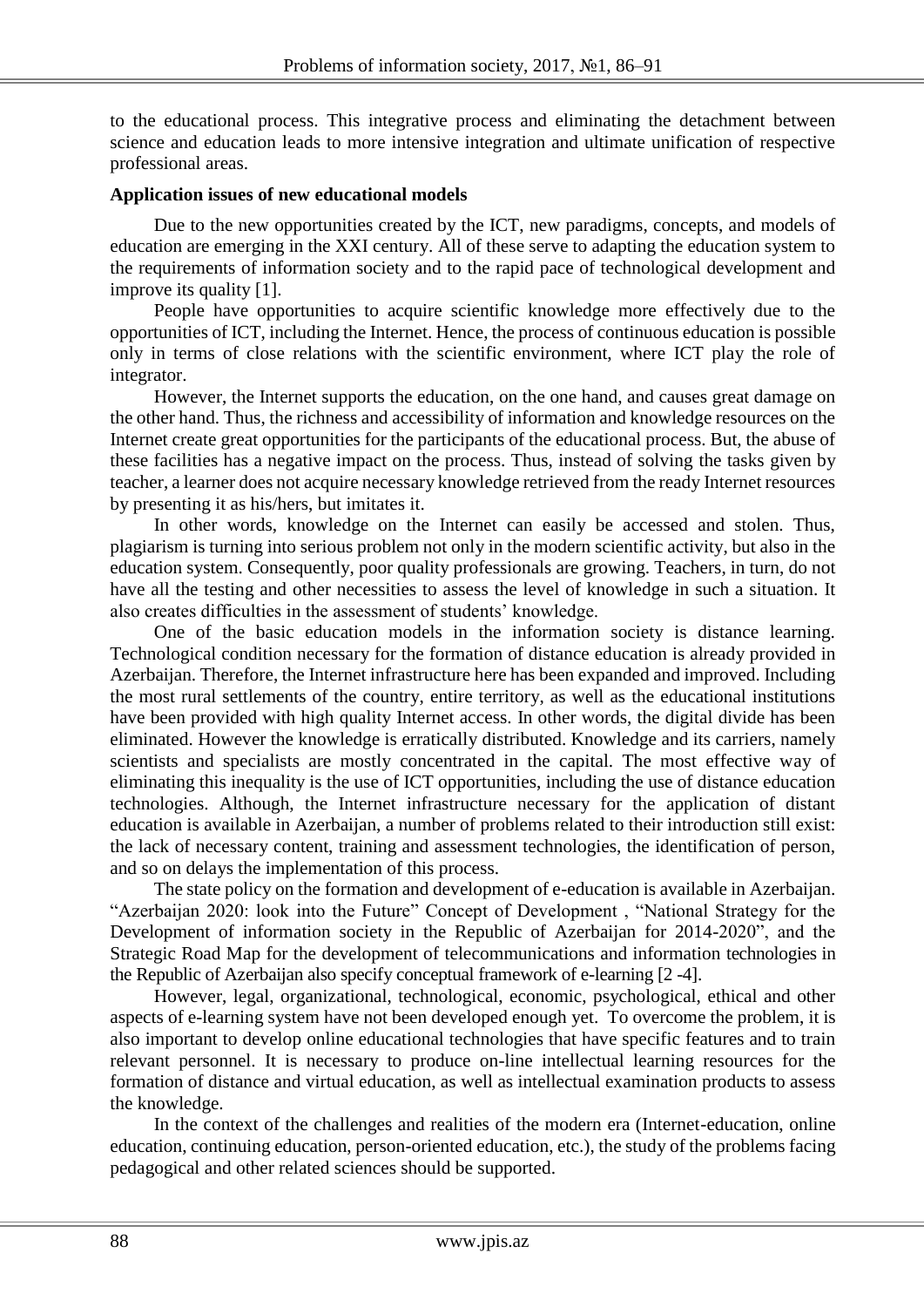to the educational process. This integrative process and eliminating the detachment between science and education leads to more intensive integration and ultimate unification of respective professional areas.

**Application issues of new educational models**

Due to the new opportunities created by the ICT, new paradigms, concepts, and models of education are emerging in the XXI century. All of these serve to adapting the education system to the requirements of information society and to the rapid pace of technological development and improve its quality [1].

People have opportunities to acquire scientific knowledge more effectively due to the opportunities of ICT, including the Internet. Hence, the process of continuous education is possible only in terms of close relations with the scientific environment, where ICT play the role of integrator.

However, the Internet supports the education, on the one hand, and causes great damage on the other hand. Thus, the richness and accessibility of information and knowledge resources on the Internet create great opportunities for the participants of the educational process. But, the abuse of these facilities has a negative impact on the process. Thus, instead of solving the tasks given by teacher, a learner does not acquire necessary knowledge retrieved from the ready Internet resources by presenting it as his/hers, but imitates it.

In other words, knowledge on the Internet can easily be accessed and stolen. Thus, plagiarism is turning into serious problem not only in the modern scientific activity, but also in the education system. Consequently, poor quality professionals are growing. Teachers, in turn, do not have all the testing and other necessities to assess the level of knowledge in such a situation. It also creates difficulties in the assessment of students' knowledge.

One of the basic education models in the information society is distance learning. Technological condition necessary for the formation of distance education is already provided in Azerbaijan. Therefore, the Internet infrastructure here has been expanded and improved. Including the most rural settlements of the country, entire territory, as well as the educational institutions have been provided with high quality Internet access. In other words, the digital divide has been eliminated. However the knowledge is erratically distributed. Knowledge and its carriers, namely scientists and specialists are mostly concentrated in the capital. The most effective way of eliminating this inequality is the use of ICT opportunities, including the use of distance education technologies. Although, the Internet infrastructure necessary for the application of distant education is available in Azerbaijan, a number of problems related to their introduction still exist: the lack of necessary content, training and assessment technologies, the identification of person, and so on delays the implementation of this process.

The state policy on the formation and development of e-education is available in Azerbaijan. "Azerbaijan 2020: look into the Future" Concept of Development , "National Strategy for the Development of information society in the Republic of Azerbaijan for 2014-2020", and the Strategic Road Map for the development of telecommunications and information technologies in the Republic of Azerbaijan also specify conceptual framework of e-learning [2 -4].

However, legal, organizational, technological, economic, psychological, ethical and other aspects of e-learning system have not been developed enough yet. To overcome the problem, it is also important to develop online educational technologies that have specific features and to train relevant personnel. It is necessary to produce on-line intellectual learning resources for the formation of distance and virtual education, as well as intellectual examination products to assess the knowledge.

In the context of the challenges and realities of the modern era (Internet-education, online education, continuing education, person-oriented education, etc.), the study of the problems facing pedagogical and other related sciences should be supported.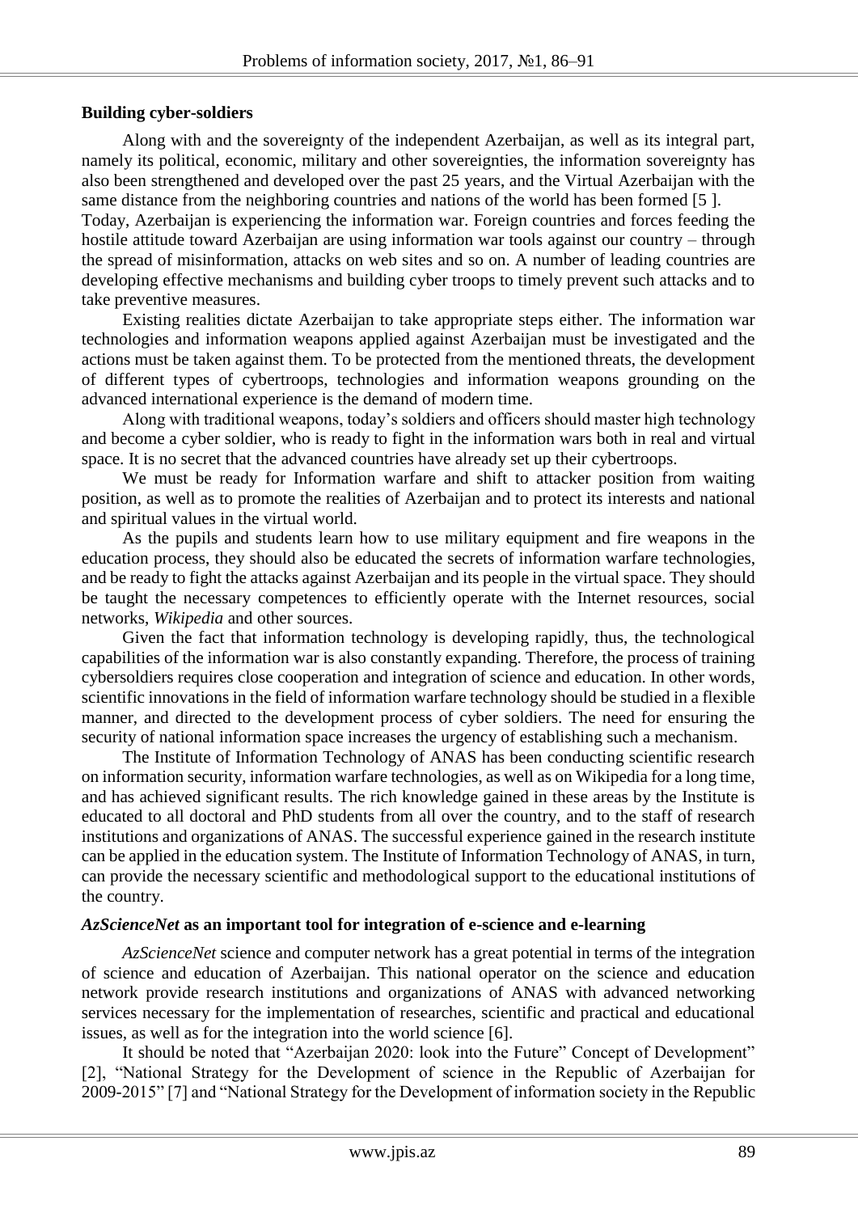**Building cyber-soldiers**

Along with and the sovereignty of the independent Azerbaijan, as well as its integral part, namely its political, economic, military and other sovereignties, the information sovereignty has also been strengthened and developed over the past 25 years, and the Virtual Azerbaijan with the same distance from the neighboring countries and nations of the world has been formed [5 ].
Today, Azerbaijan is experiencing the information war. Foreign countries and forces feeding the hostile attitude toward Azerbaijan are using information war tools against our country – through the spread of misinformation, attacks on web sites and so on. A number of leading countries are developing effective mechanisms and building cyber troops to timely prevent such attacks and to take preventive measures.

Existing realities dictate Azerbaijan to take appropriate steps either. The information war technologies and information weapons applied against Azerbaijan must be investigated and the actions must be taken against them. To be protected from the mentioned threats, the development of different types of cybertroops, technologies and information weapons grounding on the advanced international experience is the demand of modern time.

Along with traditional weapons, today's soldiers and officers should master high technology and become a cyber soldier, who is ready to fight in the information wars both in real and virtual space. It is no secret that the advanced countries have already set up their cybertroops.

We must be ready for Information warfare and shift to attacker position from waiting position, as well as to promote the realities of Azerbaijan and to protect its interests and national and spiritual values in the virtual world.

As the pupils and students learn how to use military equipment and fire weapons in the education process, they should also be educated the secrets of information warfare technologies, and be ready to fight the attacks against Azerbaijan and its people in the virtual space. They should be taught the necessary competences to efficiently operate with the Internet resources, social networks, *Wikipedia* and other sources.

Given the fact that information technology is developing rapidly, thus, the technological capabilities of the information war is also constantly expanding. Therefore, the process of training cybersoldiers requires close cooperation and integration of science and education. In other words, scientific innovations in the field of information warfare technology should be studied in a flexible manner, and directed to the development process of cyber soldiers. The need for ensuring the security of national information space increases the urgency of establishing such a mechanism.

The Institute of Information Technology of ANAS has been conducting scientific research on information security, information warfare technologies, as well as on Wikipedia for a long time, and has achieved significant results. The rich knowledge gained in these areas by the Institute is educated to all doctoral and PhD students from all over the country, and to the staff of research institutions and organizations of ANAS. The successful experience gained in the research institute can be applied in the education system. The Institute of Information Technology of ANAS, in turn, can provide the necessary scientific and methodological support to the educational institutions of the country.

***AzScienceNet* as an important tool for integration of e-science and e-learning**

*AzScienceNet* science and computer network has a great potential in terms of the integration of science and education of Azerbaijan. This national operator on the science and education network provide research institutions and organizations of ANAS with advanced networking services necessary for the implementation of researches, scientific and practical and educational issues, as well as for the integration into the world science [6].

It should be noted that "Azerbaijan 2020: look into the Future" Concept of Development" [2], "National Strategy for the Development of science in the Republic of Azerbaijan for 2009-2015" [7] and "National Strategy for the Development of information society in the Republic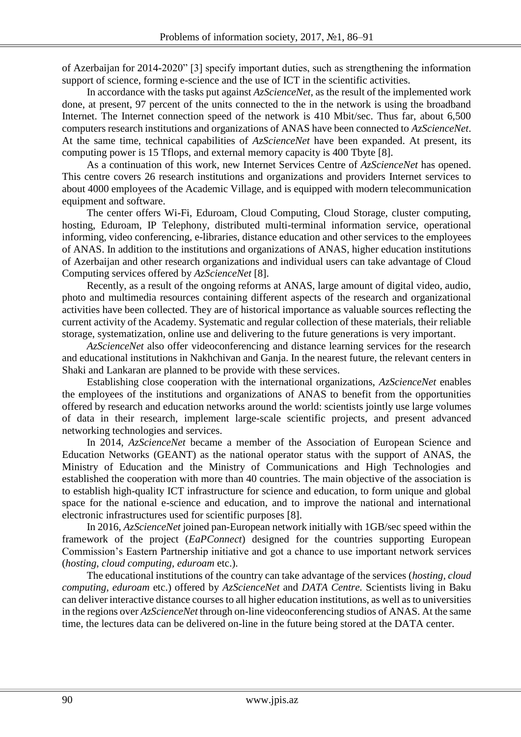of Azerbaijan for 2014-2020” [3] specify important duties, such as strengthening the information support of science, forming e-science and the use of ICT in the scientific activities.

In accordance with the tasks put against *AzScienceNet*, as the result of the implemented work done, at present, 97 percent of the units connected to the in the network is using the broadband Internet. The Internet connection speed of the network is 410 Mbit/sec. Thus far, about 6,500 computers research institutions and organizations of ANAS have been connected to *AzScienceNet*. At the same time, technical capabilities of *AzScienceNet* have been expanded. At present, its computing power is 15 Tflops, and external memory capacity is 400 Tbyte [8].

As a continuation of this work, new Internet Services Centre of *AzScienceNet* has opened. This centre covers 26 research institutions and organizations and providers Internet services to about 4000 employees of the Academic Village, and is equipped with modern telecommunication equipment and software.

The center offers Wi-Fi, Eduroam, Cloud Computing, Cloud Storage, cluster computing, hosting, Eduroam, IP Telephony, distributed multi-terminal information service, operational informing, video conferencing, e-libraries, distance education and other services to the employees of ANAS. In addition to the institutions and organizations of ANAS, higher education institutions of Azerbaijan and other research organizations and individual users can take advantage of Cloud Computing services offered by *AzScienceNet* [8].

Recently, as a result of the ongoing reforms at ANAS, large amount of digital video, audio, photo and multimedia resources containing different aspects of the research and organizational activities have been collected. They are of historical importance as valuable sources reflecting the current activity of the Academy. Systematic and regular collection of these materials, their reliable storage, systematization, online use and delivering to the future generations is very important.

*AzScienceNet* also offer videoconferencing and distance learning services for the research and educational institutions in Nakhchivan and Ganja. In the nearest future, the relevant centers in Shaki and Lankaran are planned to be provide with these services.

Establishing close cooperation with the international organizations, *AzScienceNet* enables the employees of the institutions and organizations of ANAS to benefit from the opportunities offered by research and education networks around the world: scientists jointly use large volumes of data in their research, implement large-scale scientific projects, and present advanced networking technologies and services.

In 2014, *AzScienceNet* became a member of the Association of European Science and Education Networks (GEANT) as the national operator status with the support of ANAS, the Ministry of Education and the Ministry of Communications and High Technologies and established the cooperation with more than 40 countries. The main objective of the association is to establish high-quality ICT infrastructure for science and education, to form unique and global space for the national e-science and education, and to improve the national and international electronic infrastructures used for scientific purposes [8].

In 2016, *AzScienceNet* joined pan-European network initially with 1GB/sec speed within the framework of the project (*EaPConnect*) designed for the countries supporting European Commission’s Eastern Partnership initiative and got a chance to use important network services (*hosting, cloud computing, eduroam* etc.).

The educational institutions of the country can take advantage of the services (*hosting, cloud computing, eduroam* etc.) offered by *AzScienceNet* and *DATA Centre.* Scientists living in Baku can deliver interactive distance courses to all higher education institutions, as well as to universities in the regions over *AzScienceNet* through on-line videoconferencing studios of ANAS. At the same time, the lectures data can be delivered on-line in the future being stored at the DATA center.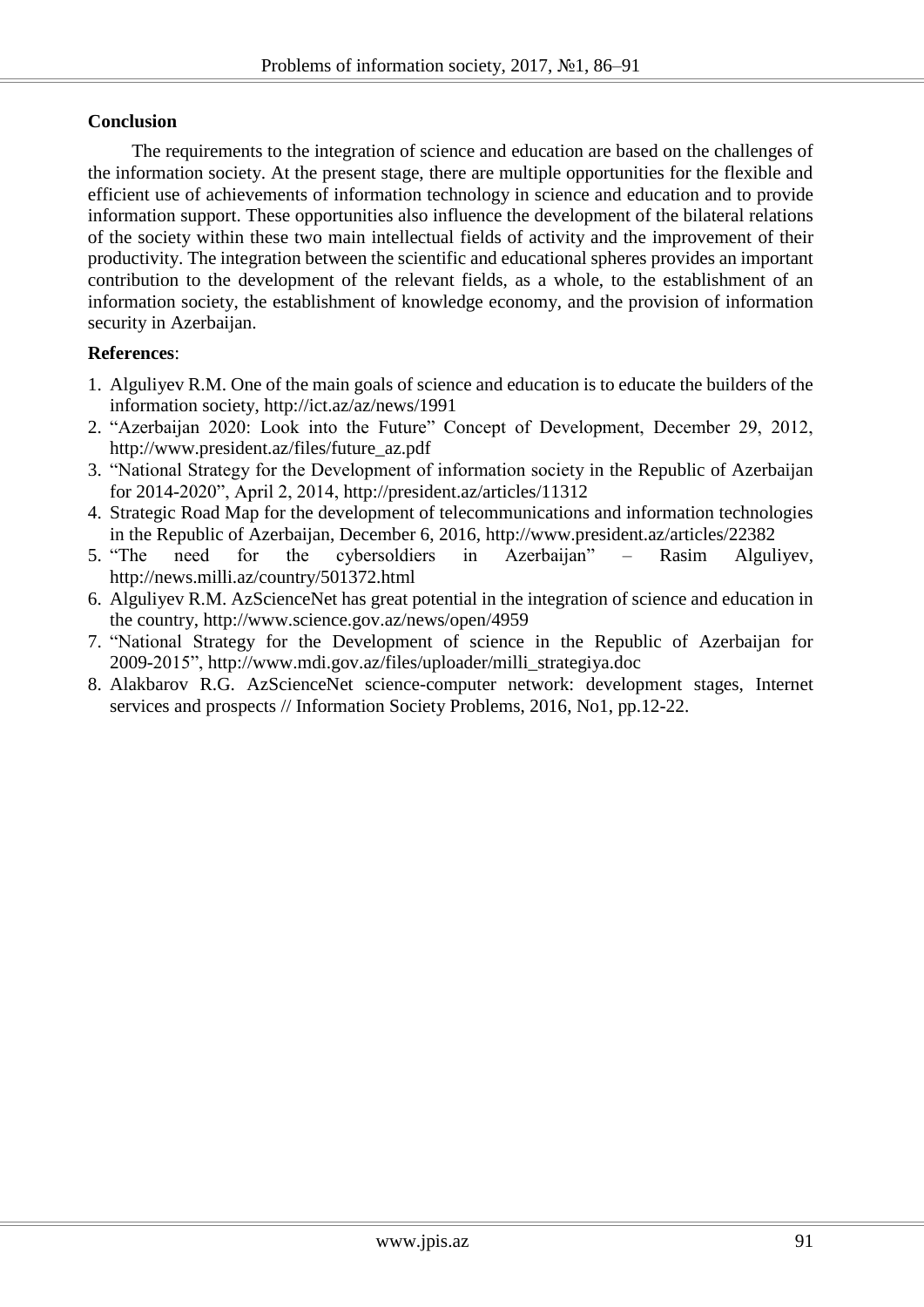## Conclusion

The requirements to the integration of science and education are based on the challenges of the information society. At the present stage, there are multiple opportunities for the flexible and efficient use of achievements of information technology in science and education and to provide information support. These opportunities also influence the development of the bilateral relations of the society within these two main intellectual fields of activity and the improvement of their productivity. The integration between the scientific and educational spheres provides an important contribution to the development of the relevant fields, as a whole, to the establishment of an information society, the establishment of knowledge economy, and the provision of information security in Azerbaijan.

**References**:

1. Alguliyev R.M. One of the main goals of science and education is to educate the builders of the information society, http://ict.az/az/news/1991
2. "Azerbaijan 2020: Look into the Future" Concept of Development, December 29, 2012, http://www.president.az/files/future_az.pdf
3. "National Strategy for the Development of information society in the Republic of Azerbaijan for 2014-2020", April 2, 2014, http://president.az/articles/11312
4. Strategic Road Map for the development of telecommunications and information technologies in the Republic of Azerbaijan, December 6, 2016, http://www.president.az/articles/22382
5. "The need for the cybersoldiers in Azerbaijan" – Rasim Alguliyev, http://news.milli.az/country/501372.html
6. Alguliyev R.M. AzScienceNet has great potential in the integration of science and education in the country, http://www.science.gov.az/news/open/4959
7. "National Strategy for the Development of science in the Republic of Azerbaijan for 2009-2015", http://www.mdi.gov.az/files/uploader/milli_strategiya.doc
8. Alakbarov R.G. AzScienceNet science-computer network: development stages, Internet services and prospects // Information Society Problems, 2016, No1, pp.12-22.